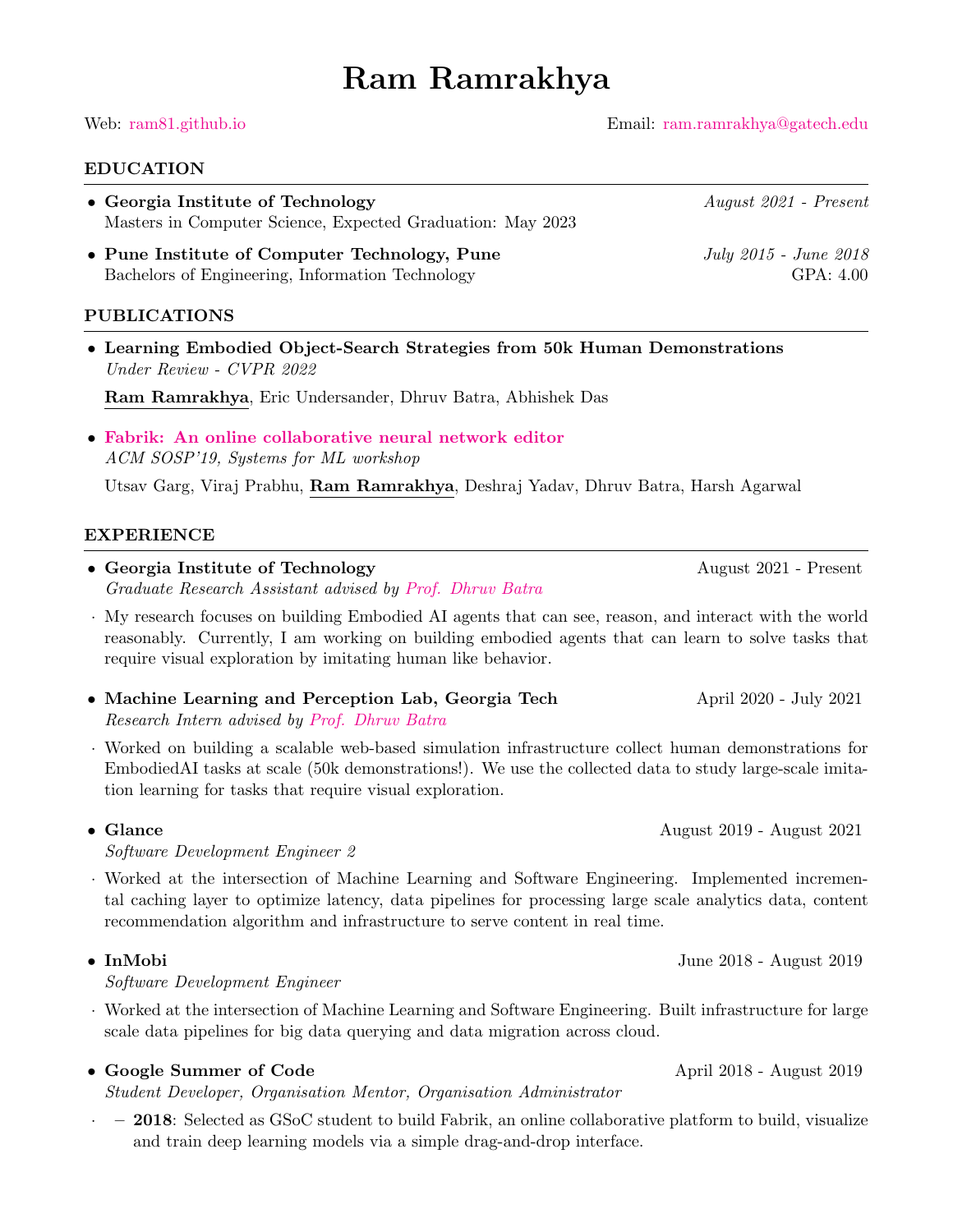# Ram Ramrakhya

Web: ram81.github.io | Email: ram.ramrakhya@gatech.edu

## EDUCATION

- **Georgia Institute of Technology** — *August 2021 - Present*
  Masters in Computer Science, Expected Graduation: May 2023
- **Pune Institute of Computer Technology, Pune** — *July 2015 - June 2018*
  Bachelors of Engineering, Information Technology — GPA: 4.00

## PUBLICATIONS

- **Learning Embodied Object-Search Strategies from 50k Human Demonstrations**
  *Under Review - CVPR 2022*
  **Ram Ramrakhya**, Eric Undersander, Dhruv Batra, Abhishek Das
- **Fabrik: An online collaborative neural network editor**
  *ACM SOSP'19, Systems for ML workshop*
  Utsav Garg, Viraj Prabhu, **Ram Ramrakhya**, Deshraj Yadav, Dhruv Batra, Harsh Agarwal

## EXPERIENCE

- **Georgia Institute of Technology** — August 2021 - Present
  *Graduate Research Assistant advised by Prof. Dhruv Batra*
  - My research focuses on building Embodied AI agents that can see, reason, and interact with the world reasonably. Currently, I am working on building embodied agents that can learn to solve tasks that require visual exploration by imitating human like behavior.
- **Machine Learning and Perception Lab, Georgia Tech** — April 2020 - July 2021
  *Research Intern advised by Prof. Dhruv Batra*
  - Worked on building a scalable web-based simulation infrastructure collect human demonstrations for EmbodiedAI tasks at scale (50k demonstrations!). We use the collected data to study large-scale imitation learning for tasks that require visual exploration.
- **Glance** — August 2019 - August 2021
  *Software Development Engineer 2*
  - Worked at the intersection of Machine Learning and Software Engineering. Implemented incremental caching layer to optimize latency, data pipelines for processing large scale analytics data, content recommendation algorithm and infrastructure to serve content in real time.
- **InMobi** — June 2018 - August 2019
  *Software Development Engineer*
  - Worked at the intersection of Machine Learning and Software Engineering. Built infrastructure for large scale data pipelines for big data querying and data migration across cloud.
- **Google Summer of Code** — April 2018 - August 2019
  *Student Developer, Organisation Mentor, Organisation Administrator*
  - **2018**: Selected as GSoC student to build Fabrik, an online collaborative platform to build, visualize and train deep learning models via a simple drag-and-drop interface.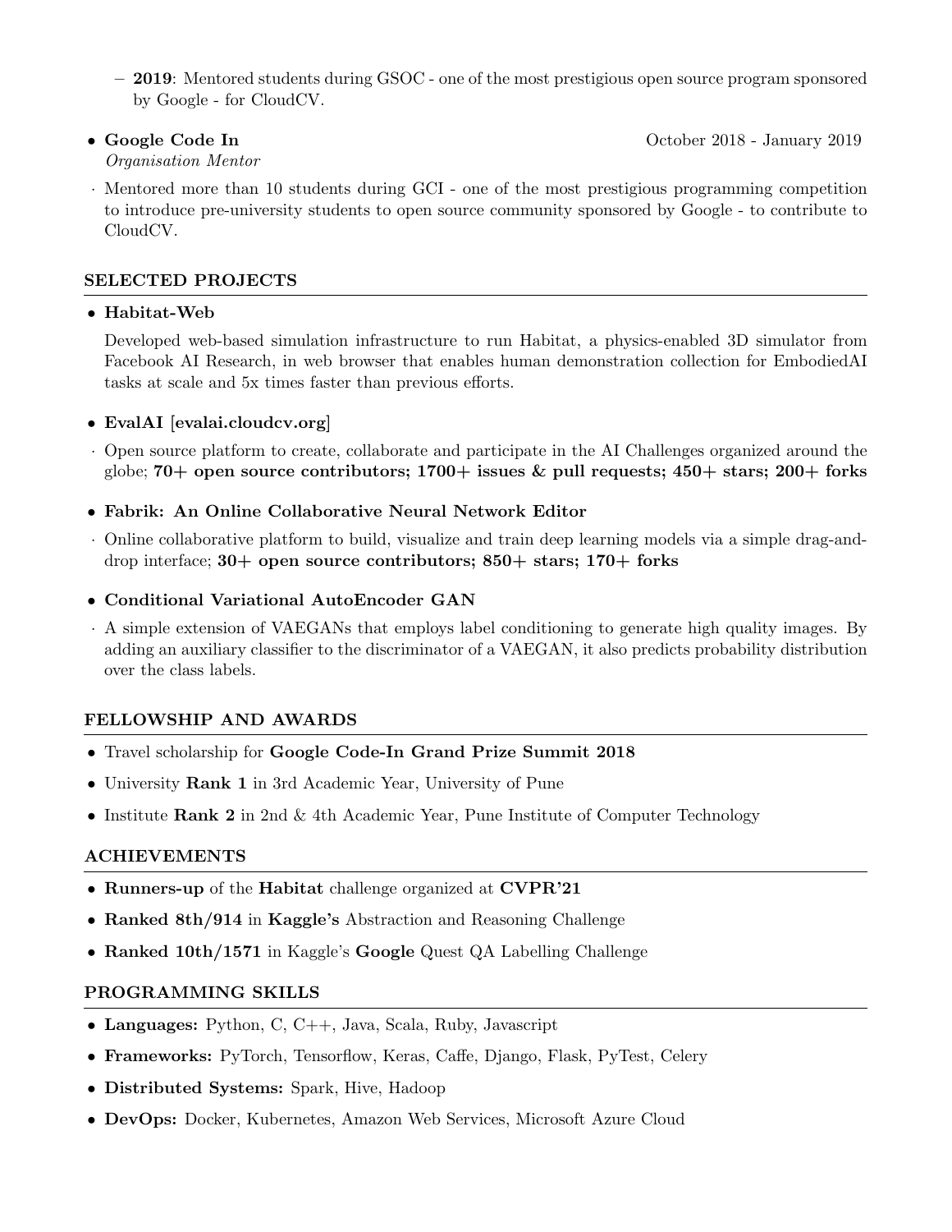- **2019**: Mentored students during GSOC - one of the most prestigious open source program sponsored by Google - for CloudCV.

- **Google Code In** October 2018 - January 2019
  *Organisation Mentor*

  · Mentored more than 10 students during GCI - one of the most prestigious programming competition to introduce pre-university students to open source community sponsored by Google - to contribute to CloudCV.

## SELECTED PROJECTS

- **Habitat-Web**

  Developed web-based simulation infrastructure to run Habitat, a physics-enabled 3D simulator from Facebook AI Research, in web browser that enables human demonstration collection for EmbodiedAI tasks at scale and 5x times faster than previous efforts.

- **EvalAI [evalai.cloudcv.org]**

  · Open source platform to create, collaborate and participate in the AI Challenges organized around the globe; **70+ open source contributors; 1700+ issues & pull requests; 450+ stars; 200+ forks**

- **Fabrik: An Online Collaborative Neural Network Editor**

  · Online collaborative platform to build, visualize and train deep learning models via a simple drag-and-drop interface; **30+ open source contributors; 850+ stars; 170+ forks**

- **Conditional Variational AutoEncoder GAN**

  · A simple extension of VAEGANs that employs label conditioning to generate high quality images. By adding an auxiliary classifier to the discriminator of a VAEGAN, it also predicts probability distribution over the class labels.

## FELLOWSHIP AND AWARDS

- Travel scholarship for **Google Code-In Grand Prize Summit 2018**
- University **Rank 1** in 3rd Academic Year, University of Pune
- Institute **Rank 2** in 2nd & 4th Academic Year, Pune Institute of Computer Technology

## ACHIEVEMENTS

- **Runners-up** of the **Habitat** challenge organized at **CVPR'21**
- **Ranked 8th/914** in **Kaggle's** Abstraction and Reasoning Challenge
- **Ranked 10th/1571** in Kaggle's **Google** Quest QA Labelling Challenge

## PROGRAMMING SKILLS

- **Languages:** Python, C, C++, Java, Scala, Ruby, Javascript
- **Frameworks:** PyTorch, Tensorflow, Keras, Caffe, Django, Flask, PyTest, Celery
- **Distributed Systems:** Spark, Hive, Hadoop
- **DevOps:** Docker, Kubernetes, Amazon Web Services, Microsoft Azure Cloud